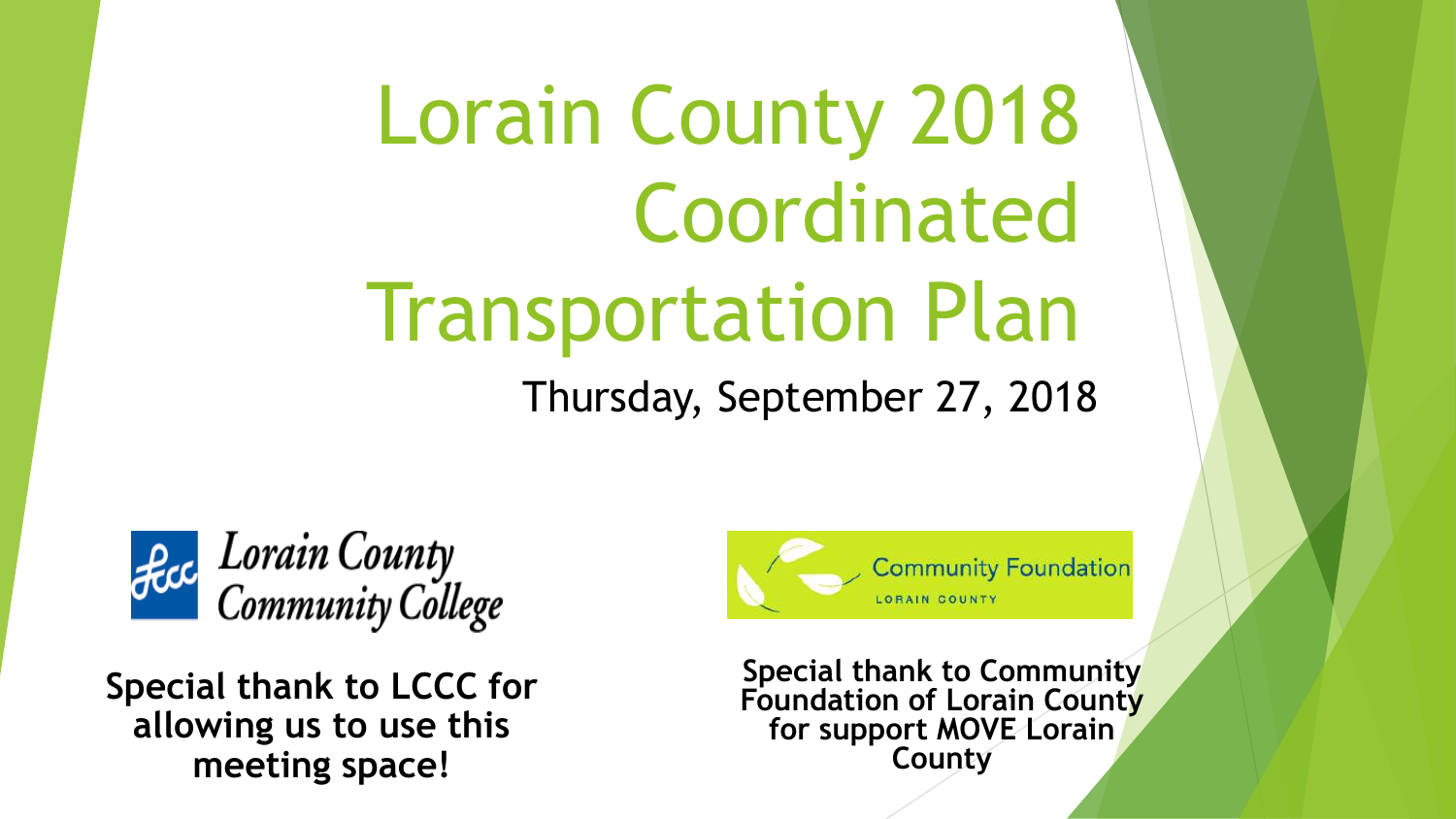# Lorain County 2018 Coordinated Transportation Plan

Thursday, September 27, 2018

Lorain County Community College

**Special thank to LCCC for allowing us to use this meeting space!**

Community Foundation LORAIN COUNTY

**Special thank to Community Foundation of Lorain County for support MOVE Lorain County**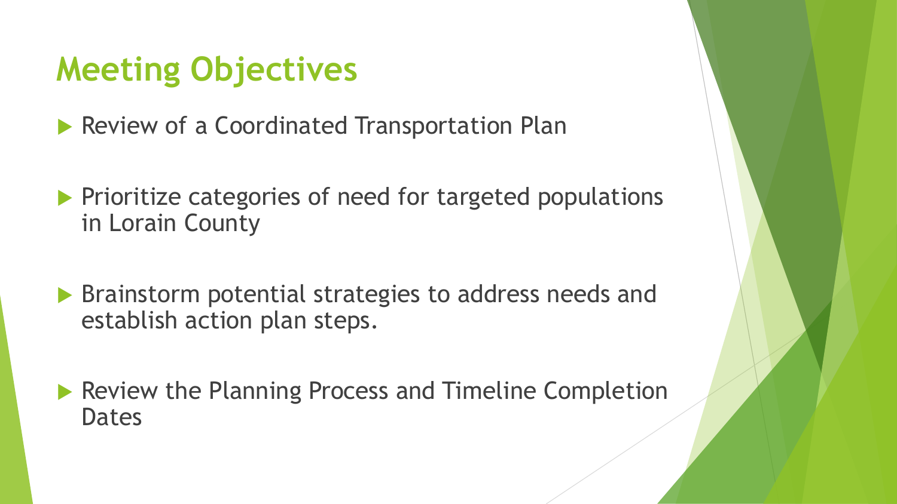# Meeting Objectives

- Review of a Coordinated Transportation Plan
- Prioritize categories of need for targeted populations in Lorain County
- Brainstorm potential strategies to address needs and establish action plan steps.
- Review the Planning Process and Timeline Completion Dates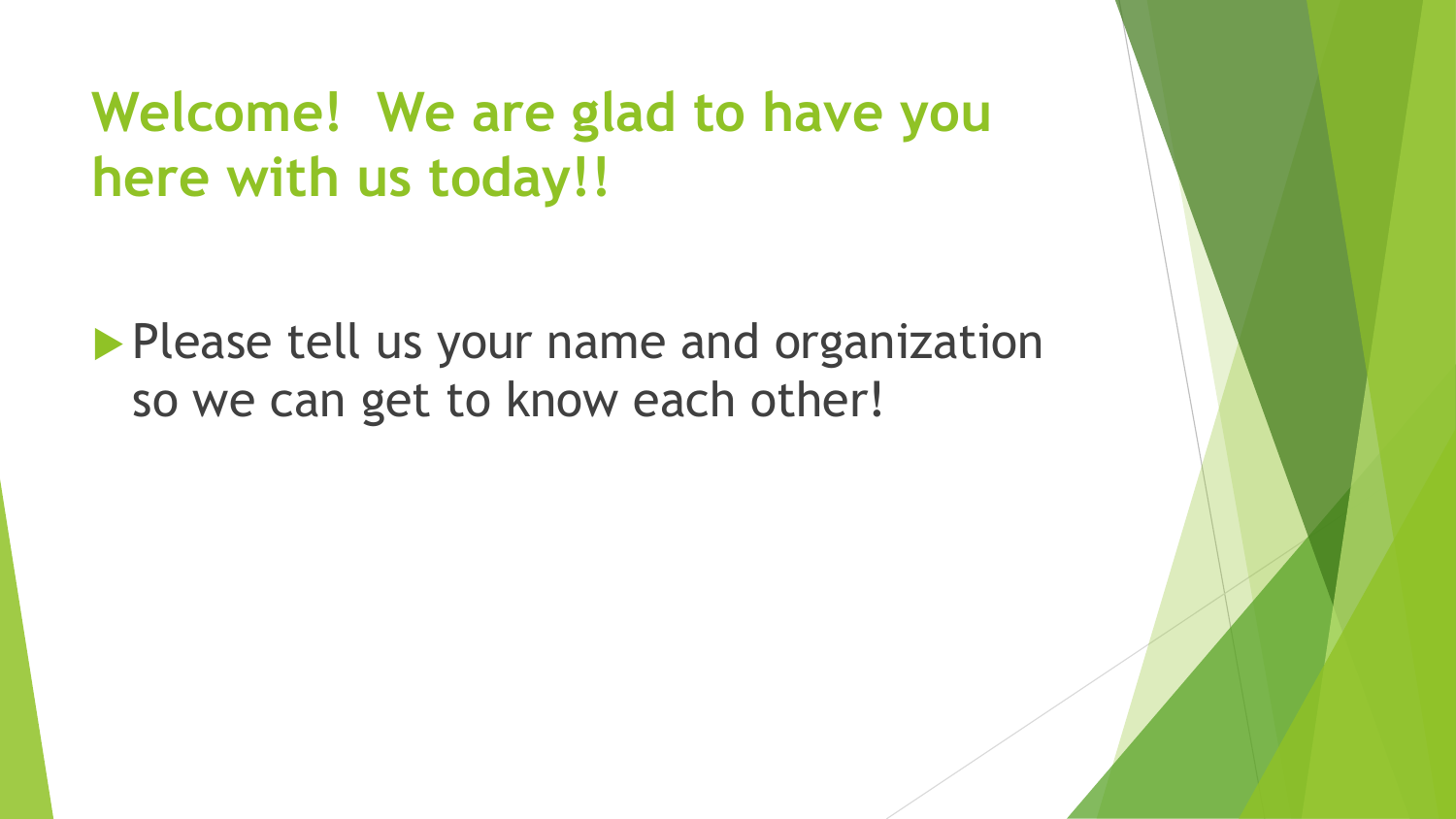# Welcome!  We are glad to have you here with us today!!

- Please tell us your name and organization so we can get to know each other!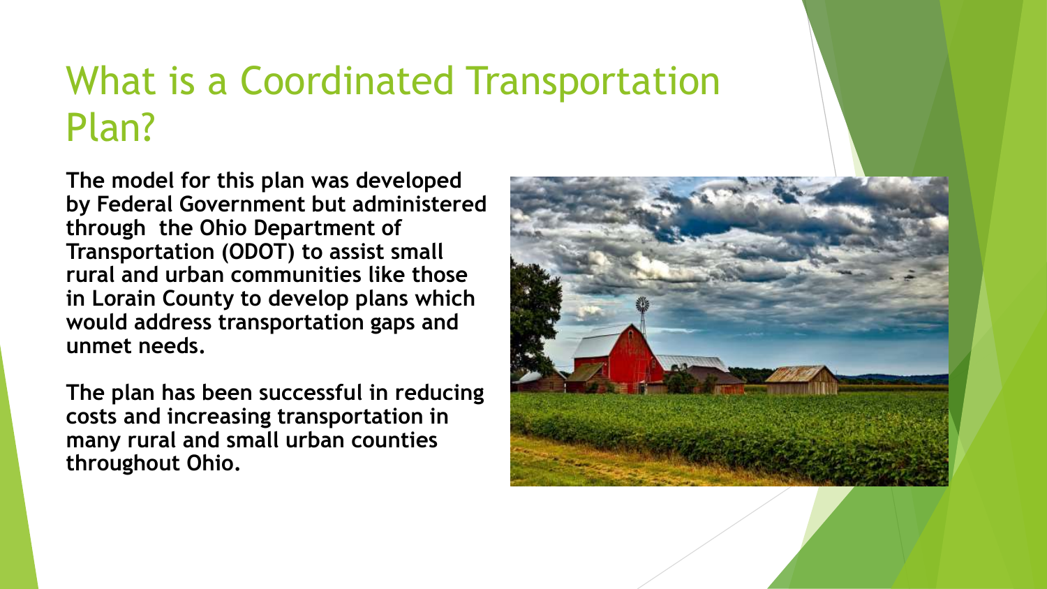# What is a Coordinated Transportation Plan?

**The model for this plan was developed by Federal Government but administered through the Ohio Department of Transportation (ODOT) to assist small rural and urban communities like those in Lorain County to develop plans which would address transportation gaps and unmet needs.**

**The plan has been successful in reducing costs and increasing transportation in many rural and small urban counties throughout Ohio.**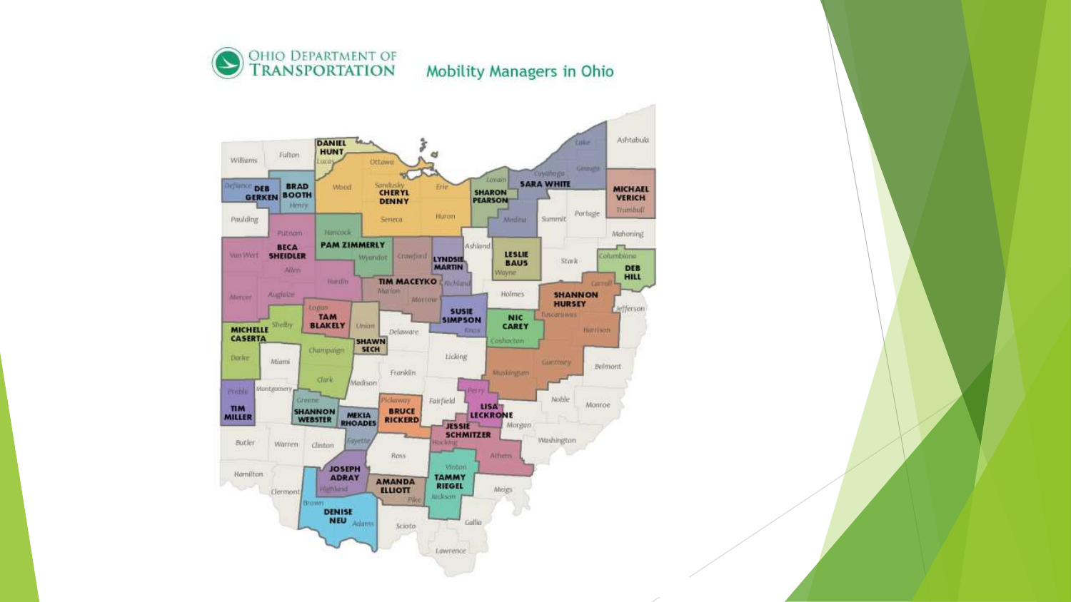OHIO DEPARTMENT OF TRANSPORTATION

## Mobility Managers in Ohio

- DANIEL HUNT
- DEB GERKEN
- BRAD BOOTH
- CHERYL DENNY
- SHARON PEARSON
- SARA WHITE
- MICHAEL VERICH
- PAM ZIMMERLY
- BECA SHEIDLER
- LYNDSIE MARTIN
- LESLIE BAUS
- DEB HILL
- TIM MACEYKO
- SHANNON HURSEY
- TAM BLAKELY
- SUSIE SIMPSON
- NIC CAREY
- MICHELLE CASERTA
- SHAWN SECH
- TIM MILLER
- SHANNON WEBSTER
- MEKIA RHOADES
- BRUCE RICKERD
- LISA LECKRONE
- JESSIE SCHMITZER
- JOSEPH ADRAY
- AMANDA ELLIOTT
- TAMMY RIEGEL
- DENISE NEU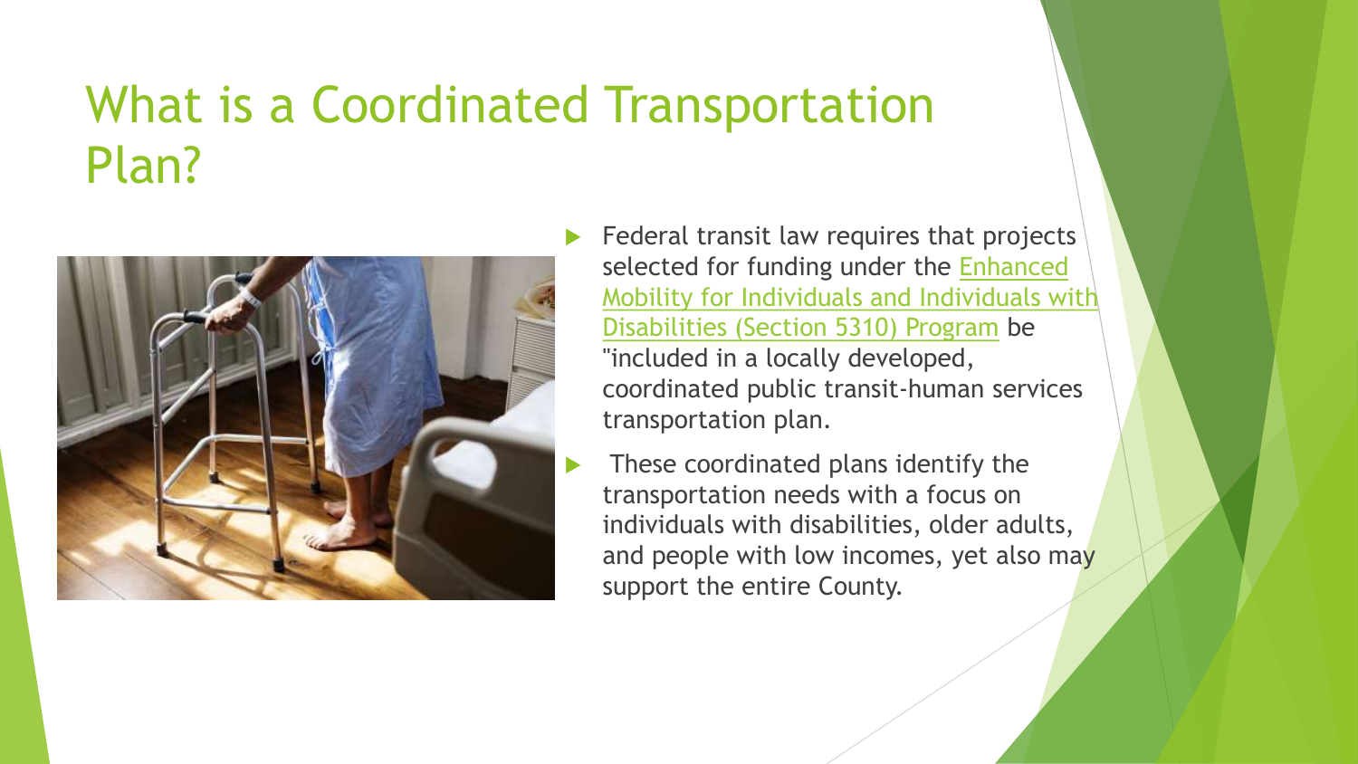# What is a Coordinated Transportation Plan?

- Federal transit law requires that projects selected for funding under the Enhanced Mobility for Individuals and Individuals with Disabilities (Section 5310) Program be "included in a locally developed, coordinated public transit-human services transportation plan.
- These coordinated plans identify the transportation needs with a focus on individuals with disabilities, older adults, and people with low incomes, yet also may support the entire County.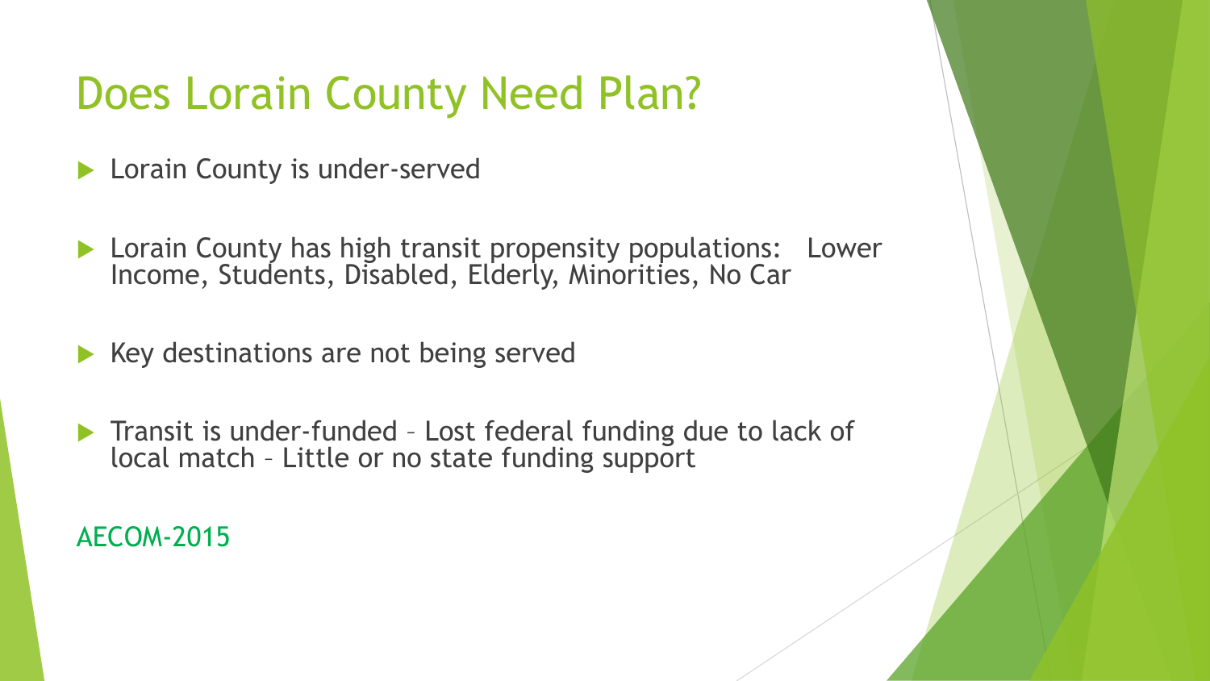# Does Lorain County Need Plan?

- Lorain County is under-served
- Lorain County has high transit propensity populations: Lower Income, Students, Disabled, Elderly, Minorities, No Car
- Key destinations are not being served
- Transit is under-funded – Lost federal funding due to lack of local match – Little or no state funding support

AECOM-2015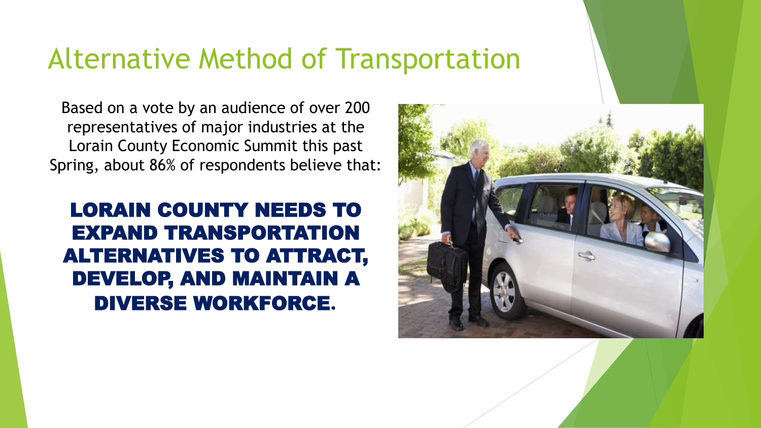# Alternative Method of Transportation

Based on a vote by an audience of over 200 representatives of major industries at the Lorain County Economic Summit this past Spring, about 86% of respondents believe that:

**LORAIN COUNTY NEEDS TO EXPAND TRANSPORTATION ALTERNATIVES TO ATTRACT, DEVELOP, AND MAINTAIN A DIVERSE WORKFORCE.**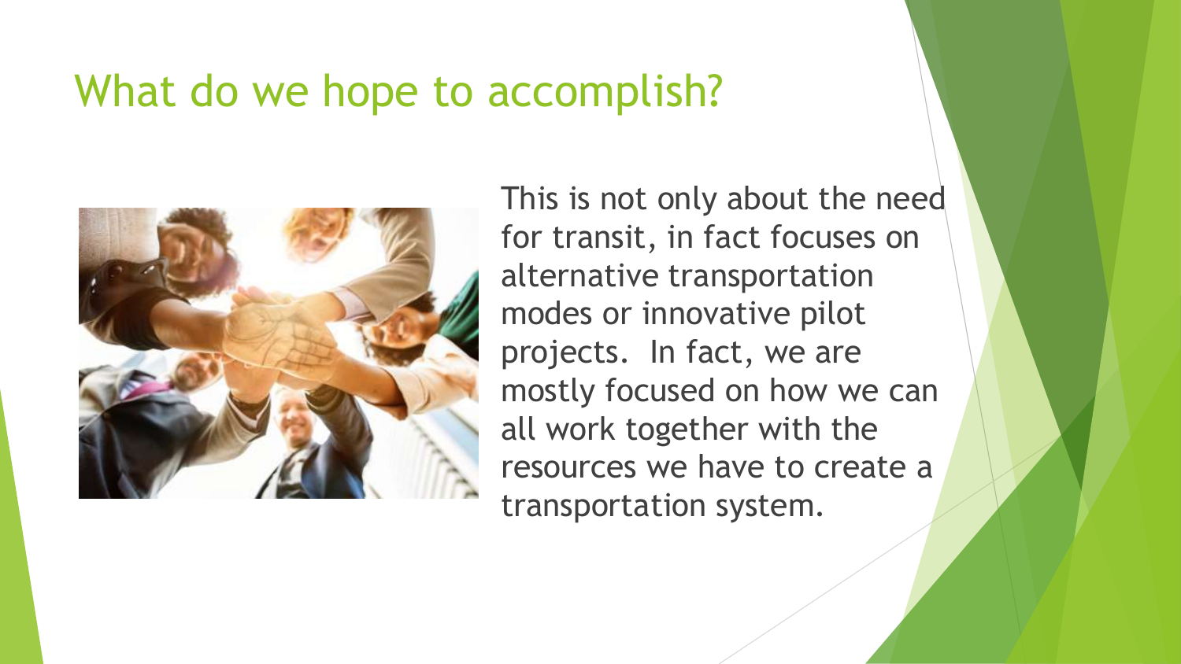# What do we hope to accomplish?

This is not only about the need for transit, in fact focuses on alternative transportation modes or innovative pilot projects.  In fact, we are mostly focused on how we can all work together with the resources we have to create a transportation system.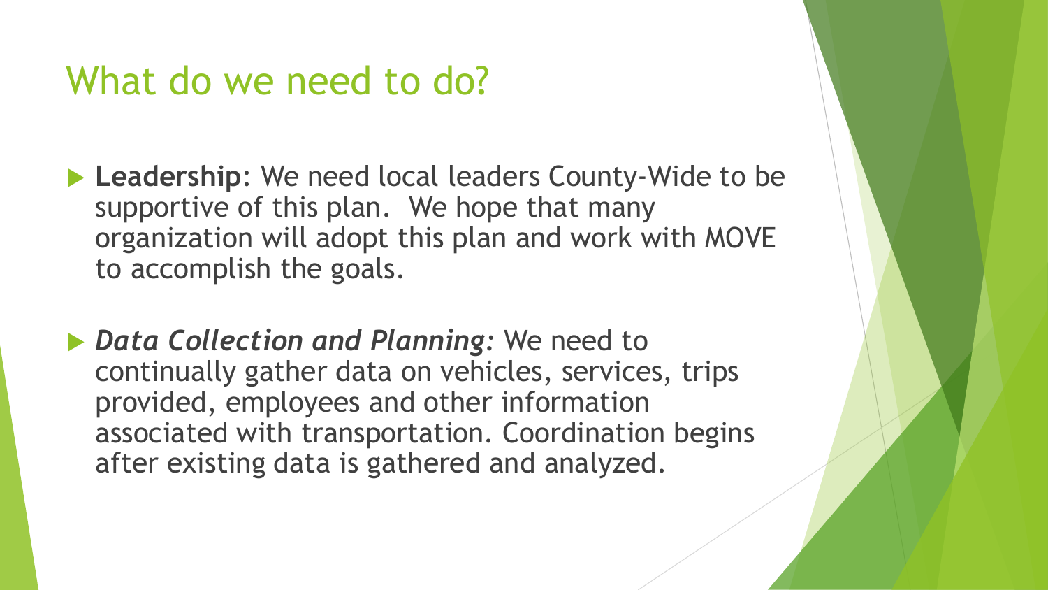# What do we need to do?

- **Leadership**: We need local leaders County-Wide to be supportive of this plan. We hope that many organization will adopt this plan and work with MOVE to accomplish the goals.

- ***Data Collection and Planning:*** We need to continually gather data on vehicles, services, trips provided, employees and other information associated with transportation. Coordination begins after existing data is gathered and analyzed.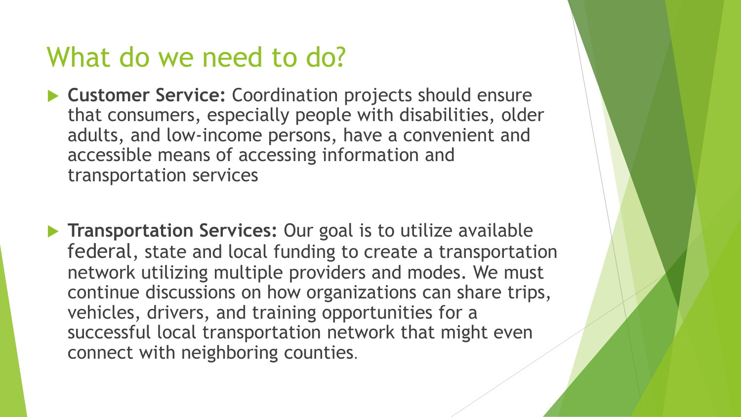# What do we need to do?

- **Customer Service:** Coordination projects should ensure that consumers, especially people with disabilities, older adults, and low-income persons, have a convenient and accessible means of accessing information and transportation services

- **Transportation Services:** Our goal is to utilize available federal, state and local funding to create a transportation network utilizing multiple providers and modes. We must continue discussions on how organizations can share trips, vehicles, drivers, and training opportunities for a successful local transportation network that might even connect with neighboring counties.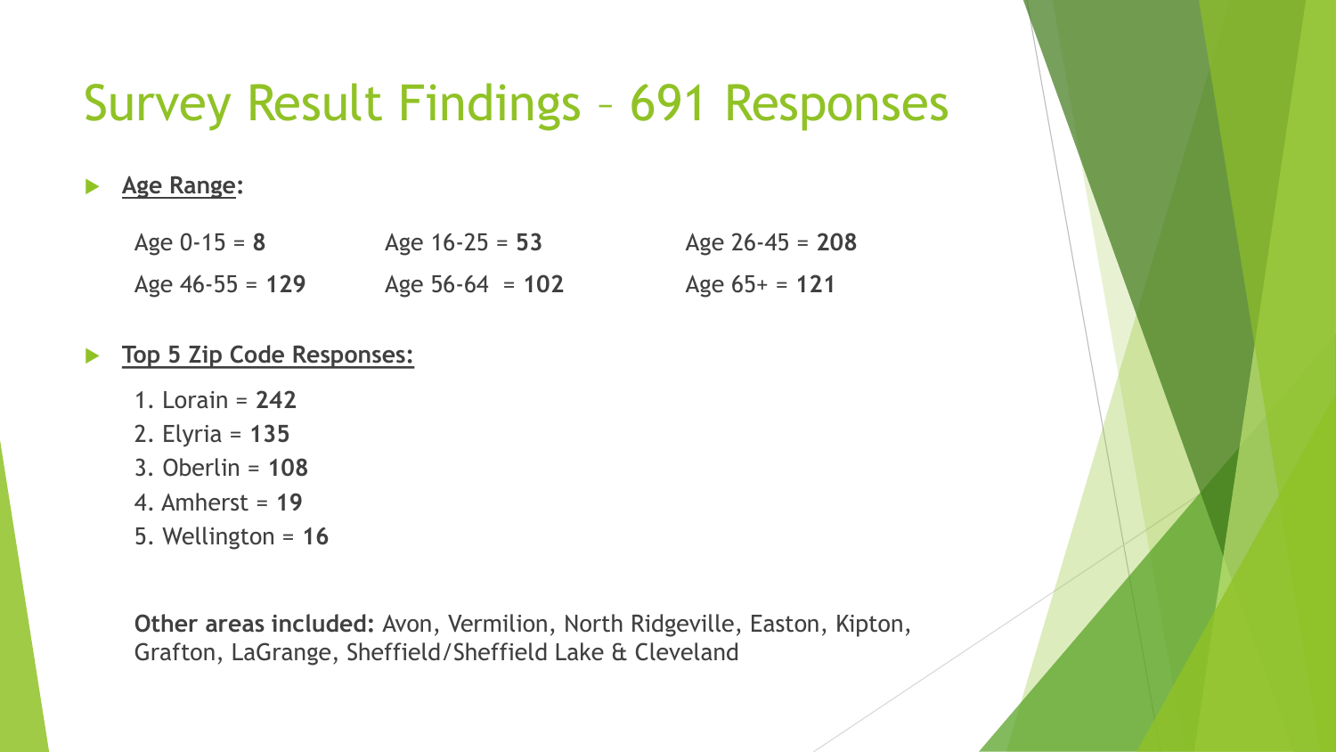# Survey Result Findings – 691 Responses

- **Age Range:**

  Age 0-15 = **8**
  Age 16-25 = **53**
  Age 26-45 = **208**
  Age 46-55 = **129**
  Age 56-64 = **102**
  Age 65+ = **121**

- **Top 5 Zip Code Responses:**

  1. Lorain = **242**
  2. Elyria = **135**
  3. Oberlin = **108**
  4. Amherst = **19**
  5. Wellington = **16**

  **Other areas included:** Avon, Vermilion, North Ridgeville, Easton, Kipton, Grafton, LaGrange, Sheffield/Sheffield Lake & Cleveland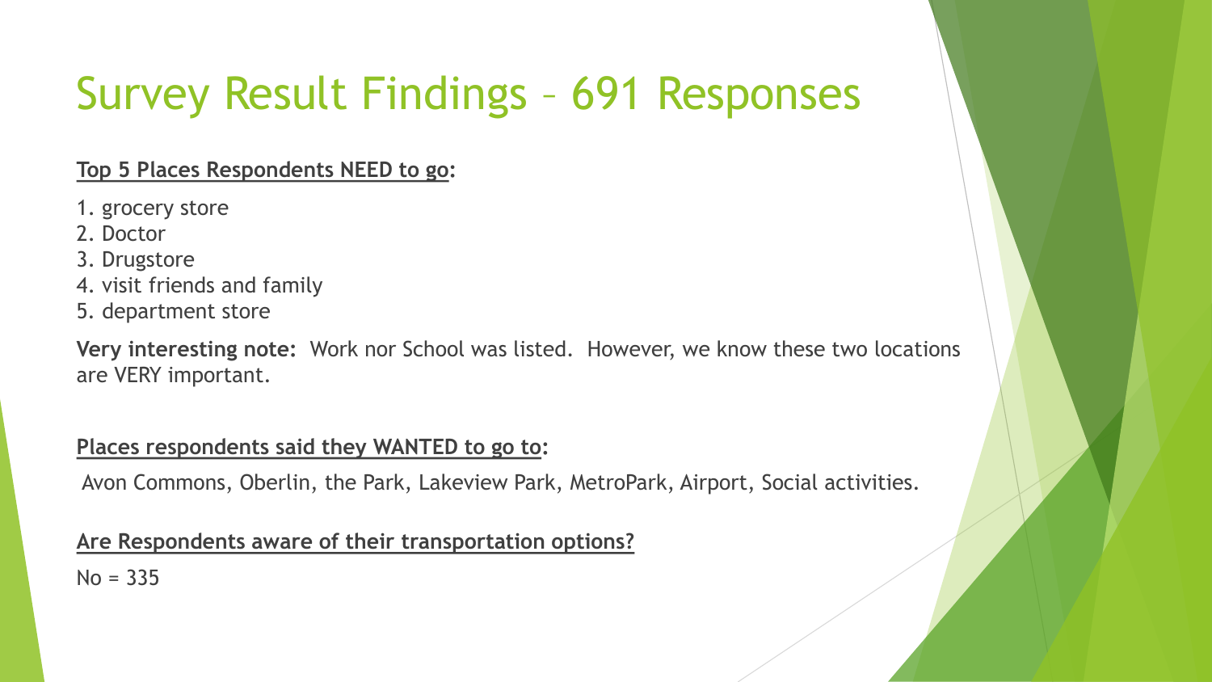# Survey Result Findings – 691 Responses

**Top 5 Places Respondents NEED to go:**

1. grocery store
2. Doctor
3. Drugstore
4. visit friends and family
5. department store

**Very interesting note:** Work nor School was listed. However, we know these two locations are VERY important.

**Places respondents said they WANTED to go to:**

Avon Commons, Oberlin, the Park, Lakeview Park, MetroPark, Airport, Social activities.

**Are Respondents aware of their transportation options?**

No = 335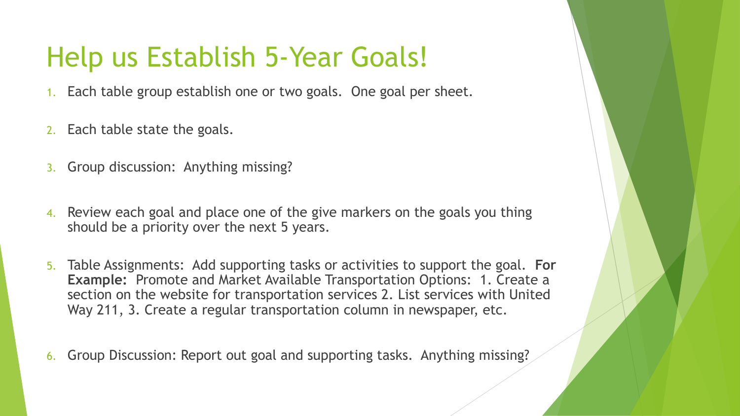# Help us Establish 5-Year Goals!

1. Each table group establish one or two goals. One goal per sheet.
2. Each table state the goals.
3. Group discussion: Anything missing?
4. Review each goal and place one of the give markers on the goals you thing should be a priority over the next 5 years.
5. Table Assignments: Add supporting tasks or activities to support the goal. **For Example:** Promote and Market Available Transportation Options: 1. Create a section on the website for transportation services 2. List services with United Way 211, 3. Create a regular transportation column in newspaper, etc.
6. Group Discussion: Report out goal and supporting tasks. Anything missing?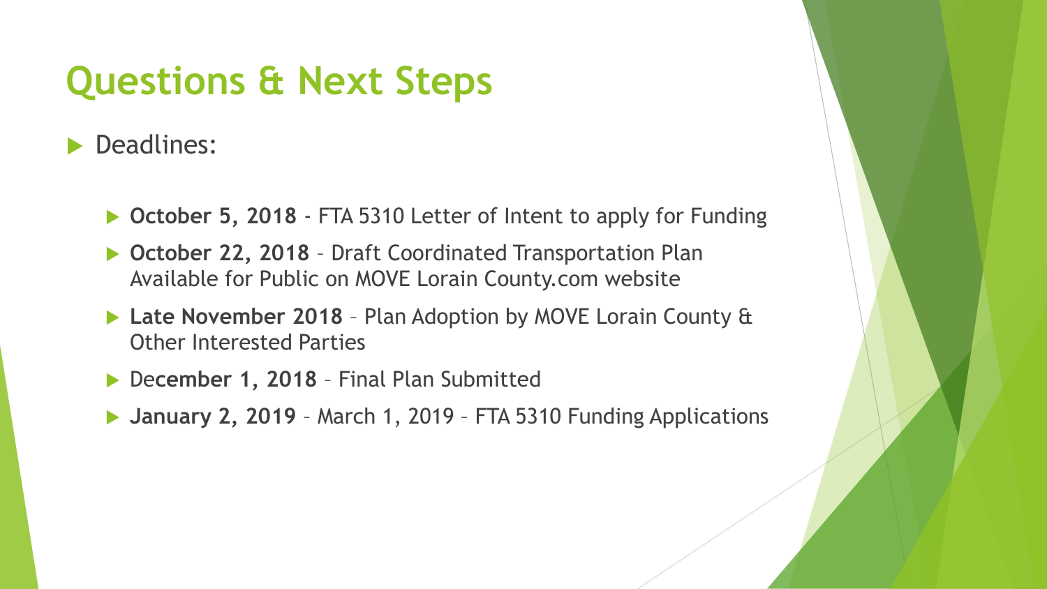# Questions & Next Steps

- Deadlines:
  - **October 5, 2018** - FTA 5310 Letter of Intent to apply for Funding
  - **October 22, 2018** – Draft Coordinated Transportation Plan Available for Public on MOVE Lorain County.com website
  - **Late November 2018** – Plan Adoption by MOVE Lorain County & Other Interested Parties
  - De**cember 1, 2018** – Final Plan Submitted
  - **January 2, 2019** – March 1, 2019 – FTA 5310 Funding Applications